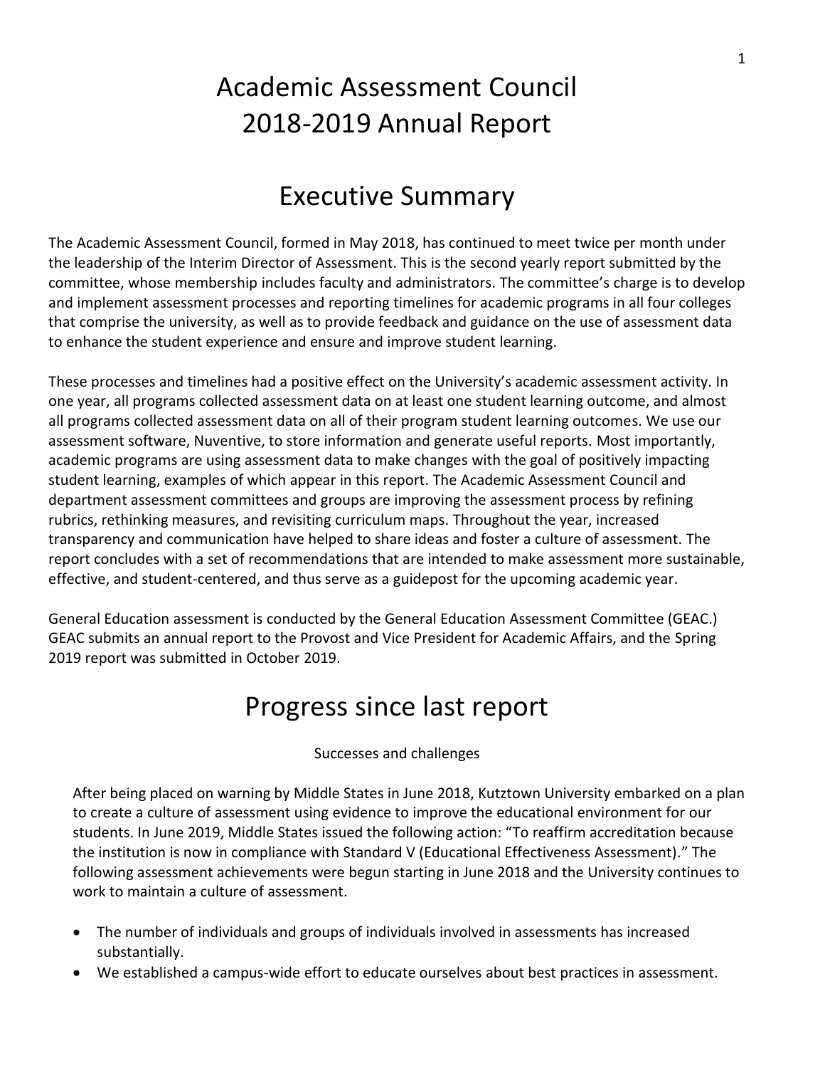# Academic Assessment Council
# 2018-2019 Annual Report

# Executive Summary

The Academic Assessment Council, formed in May 2018, has continued to meet twice per month under the leadership of the Interim Director of Assessment. This is the second yearly report submitted by the committee, whose membership includes faculty and administrators. The committee's charge is to develop and implement assessment processes and reporting timelines for academic programs in all four colleges that comprise the university, as well as to provide feedback and guidance on the use of assessment data to enhance the student experience and ensure and improve student learning.

These processes and timelines had a positive effect on the University's academic assessment activity. In one year, all programs collected assessment data on at least one student learning outcome, and almost all programs collected assessment data on all of their program student learning outcomes. We use our assessment software, Nuventive, to store information and generate useful reports. Most importantly, academic programs are using assessment data to make changes with the goal of positively impacting student learning, examples of which appear in this report. The Academic Assessment Council and department assessment committees and groups are improving the assessment process by refining rubrics, rethinking measures, and revisiting curriculum maps. Throughout the year, increased transparency and communication have helped to share ideas and foster a culture of assessment. The report concludes with a set of recommendations that are intended to make assessment more sustainable, effective, and student-centered, and thus serve as a guidepost for the upcoming academic year.

General Education assessment is conducted by the General Education Assessment Committee (GEAC.) GEAC submits an annual report to the Provost and Vice President for Academic Affairs, and the Spring 2019 report was submitted in October 2019.

# Progress since last report

Successes and challenges

After being placed on warning by Middle States in June 2018, Kutztown University embarked on a plan to create a culture of assessment using evidence to improve the educational environment for our students. In June 2019, Middle States issued the following action: "To reaffirm accreditation because the institution is now in compliance with Standard V (Educational Effectiveness Assessment)." The following assessment achievements were begun starting in June 2018 and the University continues to work to maintain a culture of assessment.

- The number of individuals and groups of individuals involved in assessments has increased substantially.
- We established a campus-wide effort to educate ourselves about best practices in assessment.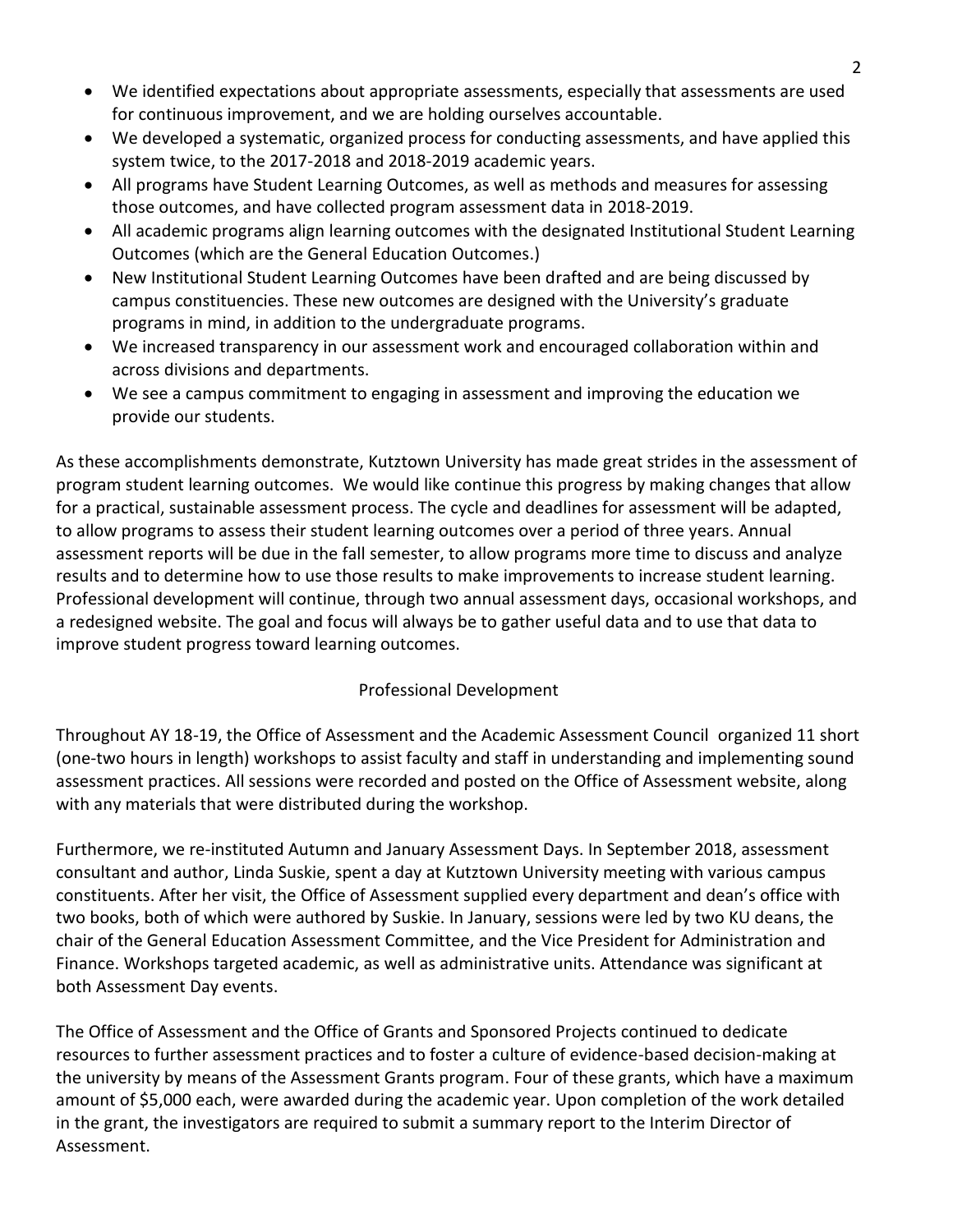- We identified expectations about appropriate assessments, especially that assessments are used for continuous improvement, and we are holding ourselves accountable.
- We developed a systematic, organized process for conducting assessments, and have applied this system twice, to the 2017-2018 and 2018-2019 academic years.
- All programs have Student Learning Outcomes, as well as methods and measures for assessing those outcomes, and have collected program assessment data in 2018-2019.
- All academic programs align learning outcomes with the designated Institutional Student Learning Outcomes (which are the General Education Outcomes.)
- New Institutional Student Learning Outcomes have been drafted and are being discussed by campus constituencies. These new outcomes are designed with the University's graduate programs in mind, in addition to the undergraduate programs.
- We increased transparency in our assessment work and encouraged collaboration within and across divisions and departments.
- We see a campus commitment to engaging in assessment and improving the education we provide our students.

As these accomplishments demonstrate, Kutztown University has made great strides in the assessment of program student learning outcomes. We would like continue this progress by making changes that allow for a practical, sustainable assessment process. The cycle and deadlines for assessment will be adapted, to allow programs to assess their student learning outcomes over a period of three years. Annual assessment reports will be due in the fall semester, to allow programs more time to discuss and analyze results and to determine how to use those results to make improvements to increase student learning. Professional development will continue, through two annual assessment days, occasional workshops, and a redesigned website. The goal and focus will always be to gather useful data and to use that data to improve student progress toward learning outcomes.

## Professional Development

Throughout AY 18-19, the Office of Assessment and the Academic Assessment Council organized 11 short (one-two hours in length) workshops to assist faculty and staff in understanding and implementing sound assessment practices. All sessions were recorded and posted on the Office of Assessment website, along with any materials that were distributed during the workshop.

Furthermore, we re-instituted Autumn and January Assessment Days. In September 2018, assessment consultant and author, Linda Suskie, spent a day at Kutztown University meeting with various campus constituents. After her visit, the Office of Assessment supplied every department and dean's office with two books, both of which were authored by Suskie. In January, sessions were led by two KU deans, the chair of the General Education Assessment Committee, and the Vice President for Administration and Finance. Workshops targeted academic, as well as administrative units. Attendance was significant at both Assessment Day events.

The Office of Assessment and the Office of Grants and Sponsored Projects continued to dedicate resources to further assessment practices and to foster a culture of evidence-based decision-making at the university by means of the Assessment Grants program. Four of these grants, which have a maximum amount of $5,000 each, were awarded during the academic year. Upon completion of the work detailed in the grant, the investigators are required to submit a summary report to the Interim Director of Assessment.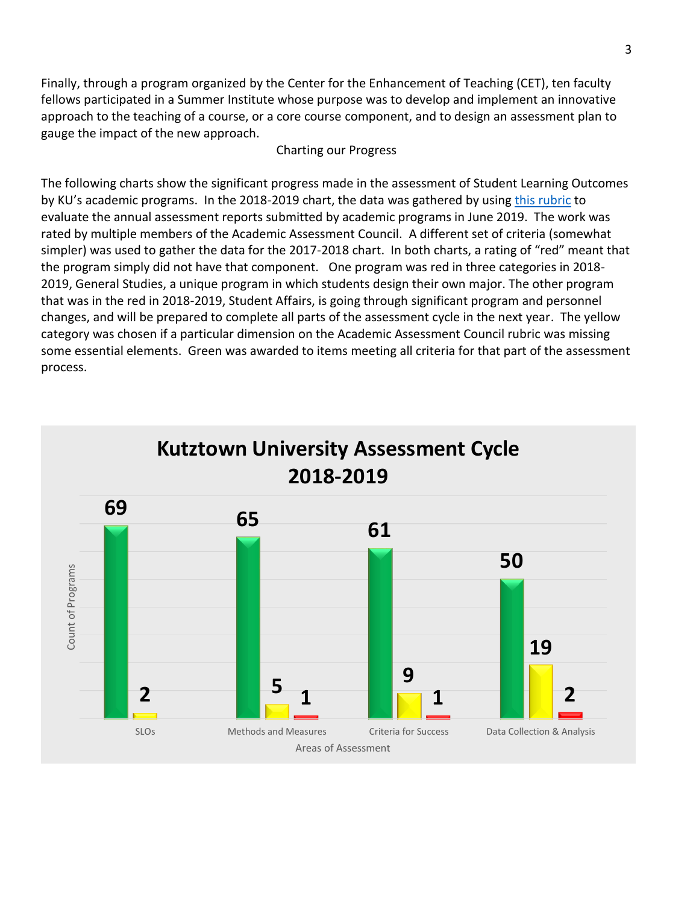Finally, through a program organized by the Center for the Enhancement of Teaching (CET), ten faculty fellows participated in a Summer Institute whose purpose was to develop and implement an innovative approach to the teaching of a course, or a core course component, and to design an assessment plan to gauge the impact of the new approach.

## Charting our Progress

The following charts show the significant progress made in the assessment of Student Learning Outcomes by KU's academic programs. In the 2018-2019 chart, the data was gathered by using this rubric to evaluate the annual assessment reports submitted by academic programs in June 2019. The work was rated by multiple members of the Academic Assessment Council. A different set of criteria (somewhat simpler) was used to gather the data for the 2017-2018 chart. In both charts, a rating of "red" meant that the program simply did not have that component. One program was red in three categories in 2018-2019, General Studies, a unique program in which students design their own major. The other program that was in the red in 2018-2019, Student Affairs, is going through significant program and personnel changes, and will be prepared to complete all parts of the assessment cycle in the next year. The yellow category was chosen if a particular dimension on the Academic Assessment Council rubric was missing some essential elements. Green was awarded to items meeting all criteria for that part of the assessment process.

**Kutztown University Assessment Cycle 2018-2019**

| Areas of Assessment | Green | Yellow | Red |
|---|---|---|---|
| SLOs | 69 | 2 | |
| Methods and Measures | 65 | 5 | 1 |
| Criteria for Success | 61 | 9 | 1 |
| Data Collection & Analysis | 50 | 19 | 2 |

Count of Programs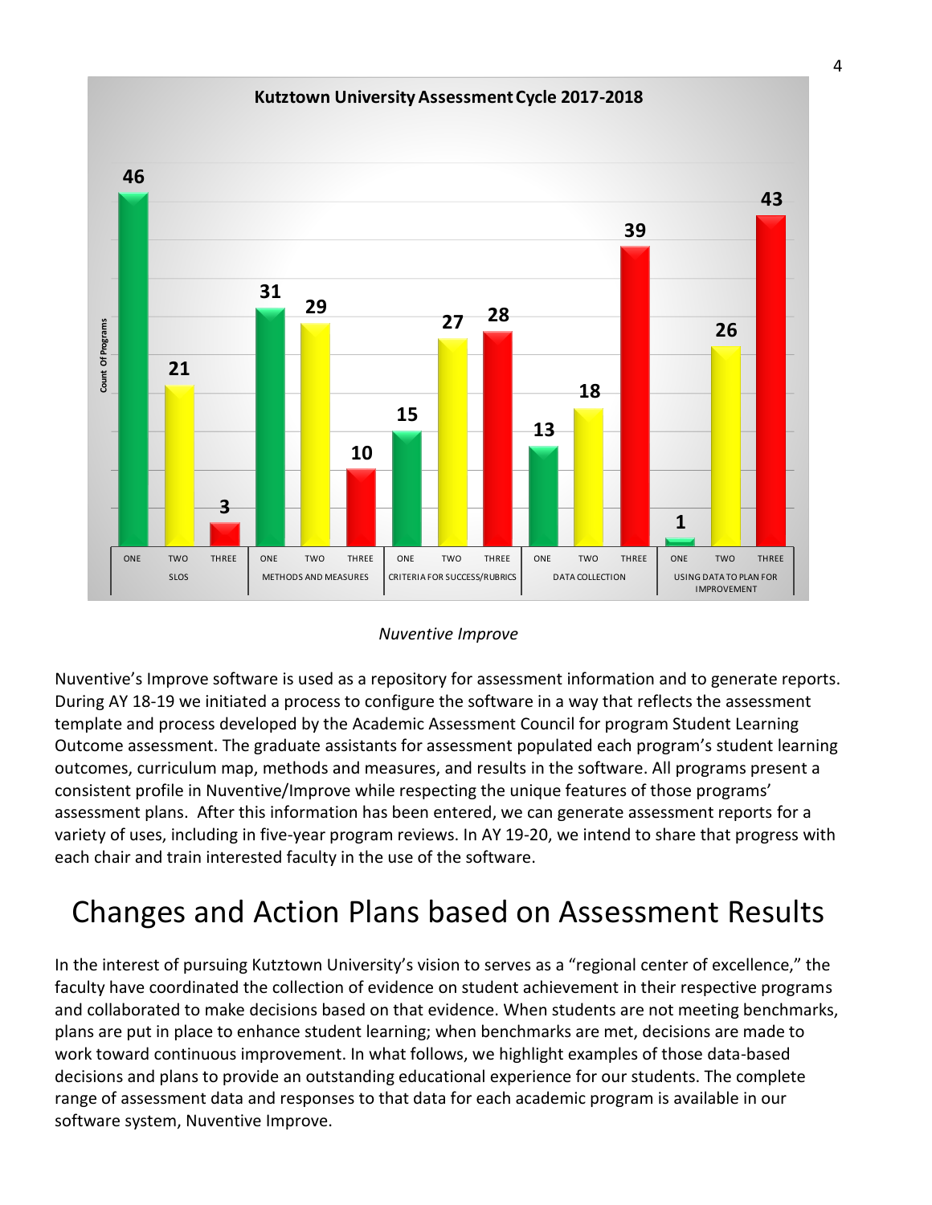**Kutztown University Assessment Cycle 2017-2018**

| Category | ONE | TWO | THREE |
| --- | --- | --- | --- |
| SLOS | 46 | 21 | 3 |
| METHODS AND MEASURES | 31 | 29 | 10 |
| CRITERIA FOR SUCCESS/RUBRICS | 15 | 27 | 28 |
| DATA COLLECTION | 13 | 18 | 39 |
| USING DATA TO PLAN FOR IMPROVEMENT | 1 | 26 | 43 |

Count Of Programs

*Nuventive Improve*

Nuventive's Improve software is used as a repository for assessment information and to generate reports. During AY 18-19 we initiated a process to configure the software in a way that reflects the assessment template and process developed by the Academic Assessment Council for program Student Learning Outcome assessment. The graduate assistants for assessment populated each program's student learning outcomes, curriculum map, methods and measures, and results in the software. All programs present a consistent profile in Nuventive/Improve while respecting the unique features of those programs' assessment plans. After this information has been entered, we can generate assessment reports for a variety of uses, including in five-year program reviews. In AY 19-20, we intend to share that progress with each chair and train interested faculty in the use of the software.

# Changes and Action Plans based on Assessment Results

In the interest of pursuing Kutztown University's vision to serves as a "regional center of excellence," the faculty have coordinated the collection of evidence on student achievement in their respective programs and collaborated to make decisions based on that evidence. When students are not meeting benchmarks, plans are put in place to enhance student learning; when benchmarks are met, decisions are made to work toward continuous improvement. In what follows, we highlight examples of those data-based decisions and plans to provide an outstanding educational experience for our students. The complete range of assessment data and responses to that data for each academic program is available in our software system, Nuventive Improve.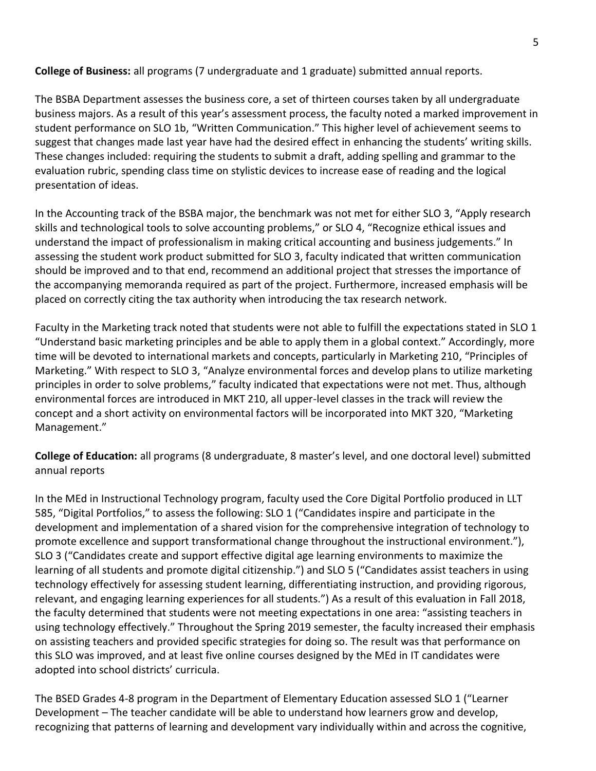**College of Business:** all programs (7 undergraduate and 1 graduate) submitted annual reports.

The BSBA Department assesses the business core, a set of thirteen courses taken by all undergraduate business majors. As a result of this year's assessment process, the faculty noted a marked improvement in student performance on SLO 1b, "Written Communication." This higher level of achievement seems to suggest that changes made last year have had the desired effect in enhancing the students' writing skills. These changes included: requiring the students to submit a draft, adding spelling and grammar to the evaluation rubric, spending class time on stylistic devices to increase ease of reading and the logical presentation of ideas.

In the Accounting track of the BSBA major, the benchmark was not met for either SLO 3, "Apply research skills and technological tools to solve accounting problems," or SLO 4, "Recognize ethical issues and understand the impact of professionalism in making critical accounting and business judgements." In assessing the student work product submitted for SLO 3, faculty indicated that written communication should be improved and to that end, recommend an additional project that stresses the importance of the accompanying memoranda required as part of the project. Furthermore, increased emphasis will be placed on correctly citing the tax authority when introducing the tax research network.

Faculty in the Marketing track noted that students were not able to fulfill the expectations stated in SLO 1 "Understand basic marketing principles and be able to apply them in a global context." Accordingly, more time will be devoted to international markets and concepts, particularly in Marketing 210, "Principles of Marketing." With respect to SLO 3, "Analyze environmental forces and develop plans to utilize marketing principles in order to solve problems," faculty indicated that expectations were not met. Thus, although environmental forces are introduced in MKT 210, all upper-level classes in the track will review the concept and a short activity on environmental factors will be incorporated into MKT 320, "Marketing Management."

**College of Education:** all programs (8 undergraduate, 8 master's level, and one doctoral level) submitted annual reports

In the MEd in Instructional Technology program, faculty used the Core Digital Portfolio produced in LLT 585, "Digital Portfolios," to assess the following: SLO 1 ("Candidates inspire and participate in the development and implementation of a shared vision for the comprehensive integration of technology to promote excellence and support transformational change throughout the instructional environment."), SLO 3 ("Candidates create and support effective digital age learning environments to maximize the learning of all students and promote digital citizenship.") and SLO 5 ("Candidates assist teachers in using technology effectively for assessing student learning, differentiating instruction, and providing rigorous, relevant, and engaging learning experiences for all students.") As a result of this evaluation in Fall 2018, the faculty determined that students were not meeting expectations in one area: "assisting teachers in using technology effectively." Throughout the Spring 2019 semester, the faculty increased their emphasis on assisting teachers and provided specific strategies for doing so. The result was that performance on this SLO was improved, and at least five online courses designed by the MEd in IT candidates were adopted into school districts' curricula.

The BSED Grades 4-8 program in the Department of Elementary Education assessed SLO 1 ("Learner Development – The teacher candidate will be able to understand how learners grow and develop, recognizing that patterns of learning and development vary individually within and across the cognitive,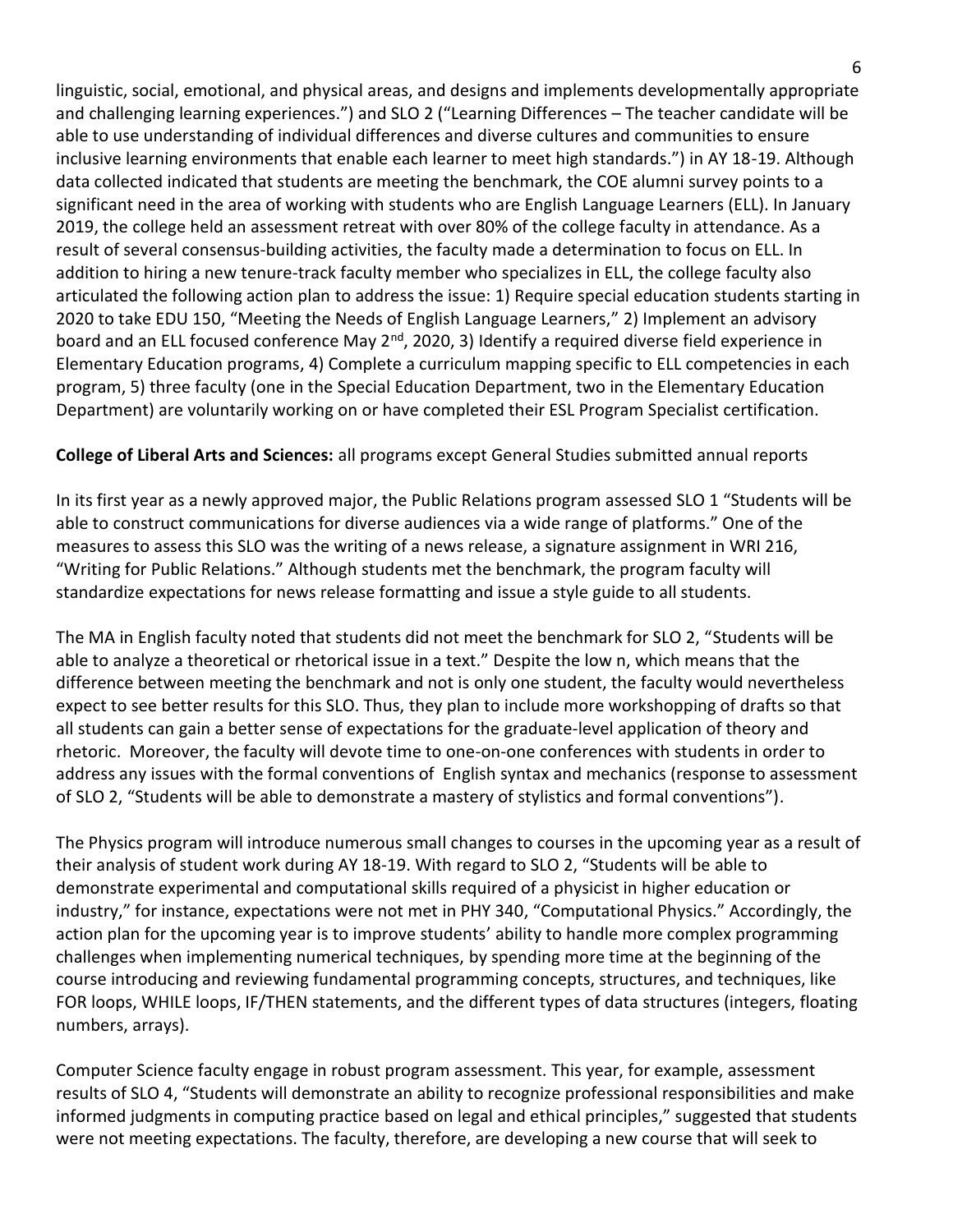linguistic, social, emotional, and physical areas, and designs and implements developmentally appropriate and challenging learning experiences.") and SLO 2 ("Learning Differences – The teacher candidate will be able to use understanding of individual differences and diverse cultures and communities to ensure inclusive learning environments that enable each learner to meet high standards.") in AY 18-19. Although data collected indicated that students are meeting the benchmark, the COE alumni survey points to a significant need in the area of working with students who are English Language Learners (ELL). In January 2019, the college held an assessment retreat with over 80% of the college faculty in attendance. As a result of several consensus-building activities, the faculty made a determination to focus on ELL. In addition to hiring a new tenure-track faculty member who specializes in ELL, the college faculty also articulated the following action plan to address the issue: 1) Require special education students starting in 2020 to take EDU 150, "Meeting the Needs of English Language Learners," 2) Implement an advisory board and an ELL focused conference May 2nd, 2020, 3) Identify a required diverse field experience in Elementary Education programs, 4) Complete a curriculum mapping specific to ELL competencies in each program, 5) three faculty (one in the Special Education Department, two in the Elementary Education Department) are voluntarily working on or have completed their ESL Program Specialist certification.

**College of Liberal Arts and Sciences:** all programs except General Studies submitted annual reports

In its first year as a newly approved major, the Public Relations program assessed SLO 1 "Students will be able to construct communications for diverse audiences via a wide range of platforms." One of the measures to assess this SLO was the writing of a news release, a signature assignment in WRI 216, "Writing for Public Relations." Although students met the benchmark, the program faculty will standardize expectations for news release formatting and issue a style guide to all students.

The MA in English faculty noted that students did not meet the benchmark for SLO 2, "Students will be able to analyze a theoretical or rhetorical issue in a text." Despite the low n, which means that the difference between meeting the benchmark and not is only one student, the faculty would nevertheless expect to see better results for this SLO. Thus, they plan to include more workshopping of drafts so that all students can gain a better sense of expectations for the graduate-level application of theory and rhetoric. Moreover, the faculty will devote time to one-on-one conferences with students in order to address any issues with the formal conventions of English syntax and mechanics (response to assessment of SLO 2, "Students will be able to demonstrate a mastery of stylistics and formal conventions").

The Physics program will introduce numerous small changes to courses in the upcoming year as a result of their analysis of student work during AY 18-19. With regard to SLO 2, "Students will be able to demonstrate experimental and computational skills required of a physicist in higher education or industry," for instance, expectations were not met in PHY 340, "Computational Physics." Accordingly, the action plan for the upcoming year is to improve students' ability to handle more complex programming challenges when implementing numerical techniques, by spending more time at the beginning of the course introducing and reviewing fundamental programming concepts, structures, and techniques, like FOR loops, WHILE loops, IF/THEN statements, and the different types of data structures (integers, floating numbers, arrays).

Computer Science faculty engage in robust program assessment. This year, for example, assessment results of SLO 4, "Students will demonstrate an ability to recognize professional responsibilities and make informed judgments in computing practice based on legal and ethical principles," suggested that students were not meeting expectations. The faculty, therefore, are developing a new course that will seek to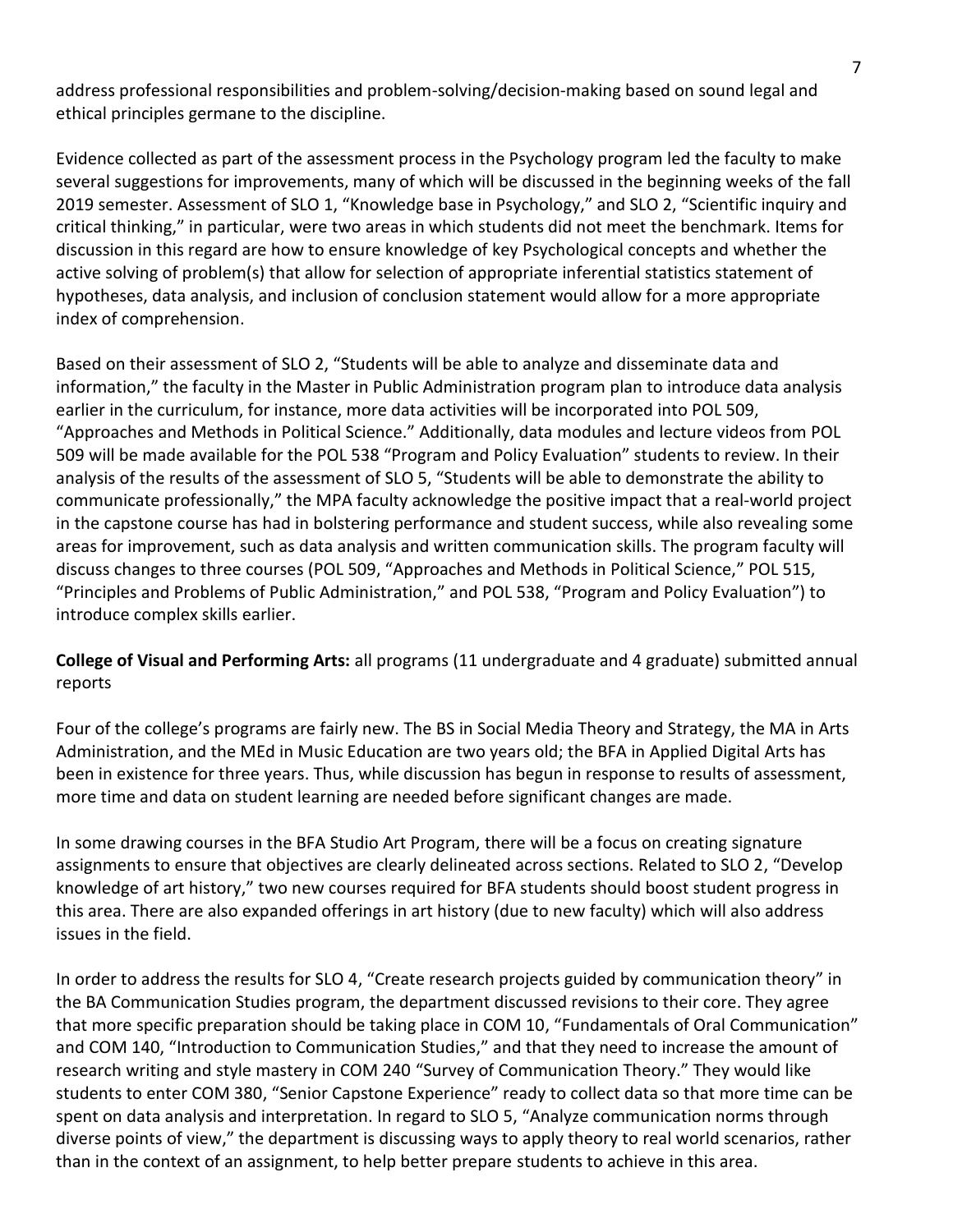address professional responsibilities and problem-solving/decision-making based on sound legal and ethical principles germane to the discipline.

Evidence collected as part of the assessment process in the Psychology program led the faculty to make several suggestions for improvements, many of which will be discussed in the beginning weeks of the fall 2019 semester. Assessment of SLO 1, "Knowledge base in Psychology," and SLO 2, "Scientific inquiry and critical thinking," in particular, were two areas in which students did not meet the benchmark. Items for discussion in this regard are how to ensure knowledge of key Psychological concepts and whether the active solving of problem(s) that allow for selection of appropriate inferential statistics statement of hypotheses, data analysis, and inclusion of conclusion statement would allow for a more appropriate index of comprehension.

Based on their assessment of SLO 2, "Students will be able to analyze and disseminate data and information," the faculty in the Master in Public Administration program plan to introduce data analysis earlier in the curriculum, for instance, more data activities will be incorporated into POL 509, "Approaches and Methods in Political Science." Additionally, data modules and lecture videos from POL 509 will be made available for the POL 538 "Program and Policy Evaluation" students to review. In their analysis of the results of the assessment of SLO 5, "Students will be able to demonstrate the ability to communicate professionally," the MPA faculty acknowledge the positive impact that a real-world project in the capstone course has had in bolstering performance and student success, while also revealing some areas for improvement, such as data analysis and written communication skills. The program faculty will discuss changes to three courses (POL 509, "Approaches and Methods in Political Science," POL 515, "Principles and Problems of Public Administration," and POL 538, "Program and Policy Evaluation") to introduce complex skills earlier.

**College of Visual and Performing Arts:** all programs (11 undergraduate and 4 graduate) submitted annual reports

Four of the college's programs are fairly new. The BS in Social Media Theory and Strategy, the MA in Arts Administration, and the MEd in Music Education are two years old; the BFA in Applied Digital Arts has been in existence for three years. Thus, while discussion has begun in response to results of assessment, more time and data on student learning are needed before significant changes are made.

In some drawing courses in the BFA Studio Art Program, there will be a focus on creating signature assignments to ensure that objectives are clearly delineated across sections. Related to SLO 2, "Develop knowledge of art history," two new courses required for BFA students should boost student progress in this area. There are also expanded offerings in art history (due to new faculty) which will also address issues in the field.

In order to address the results for SLO 4, "Create research projects guided by communication theory" in the BA Communication Studies program, the department discussed revisions to their core. They agree that more specific preparation should be taking place in COM 10, "Fundamentals of Oral Communication" and COM 140, "Introduction to Communication Studies," and that they need to increase the amount of research writing and style mastery in COM 240 "Survey of Communication Theory." They would like students to enter COM 380, "Senior Capstone Experience" ready to collect data so that more time can be spent on data analysis and interpretation. In regard to SLO 5, "Analyze communication norms through diverse points of view," the department is discussing ways to apply theory to real world scenarios, rather than in the context of an assignment, to help better prepare students to achieve in this area.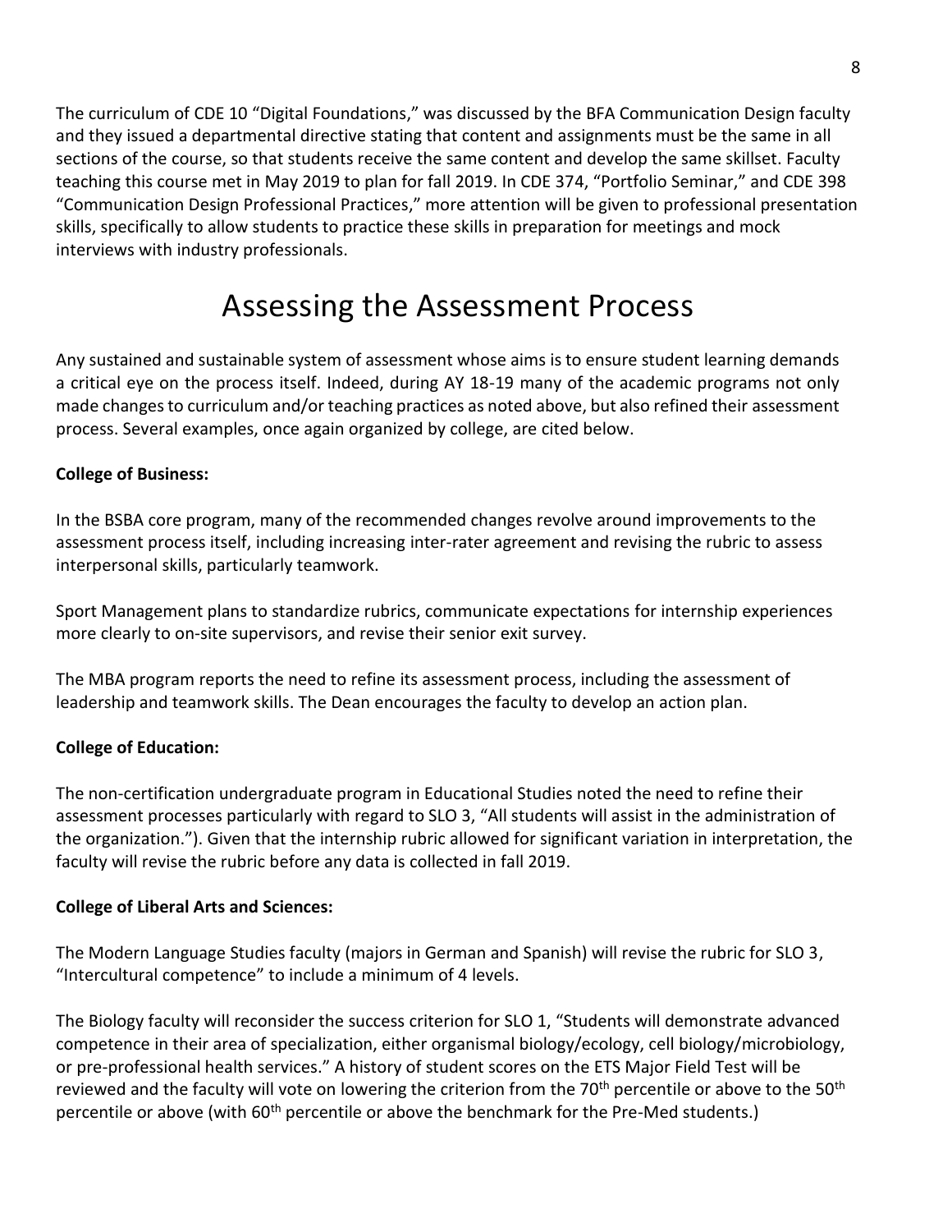The curriculum of CDE 10 "Digital Foundations," was discussed by the BFA Communication Design faculty and they issued a departmental directive stating that content and assignments must be the same in all sections of the course, so that students receive the same content and develop the same skillset. Faculty teaching this course met in May 2019 to plan for fall 2019. In CDE 374, "Portfolio Seminar," and CDE 398 "Communication Design Professional Practices," more attention will be given to professional presentation skills, specifically to allow students to practice these skills in preparation for meetings and mock interviews with industry professionals.

# Assessing the Assessment Process

Any sustained and sustainable system of assessment whose aims is to ensure student learning demands a critical eye on the process itself. Indeed, during AY 18-19 many of the academic programs not only made changes to curriculum and/or teaching practices as noted above, but also refined their assessment process. Several examples, once again organized by college, are cited below.

**College of Business:**

In the BSBA core program, many of the recommended changes revolve around improvements to the assessment process itself, including increasing inter-rater agreement and revising the rubric to assess interpersonal skills, particularly teamwork.

Sport Management plans to standardize rubrics, communicate expectations for internship experiences more clearly to on-site supervisors, and revise their senior exit survey.

The MBA program reports the need to refine its assessment process, including the assessment of leadership and teamwork skills. The Dean encourages the faculty to develop an action plan.

**College of Education:**

The non-certification undergraduate program in Educational Studies noted the need to refine their assessment processes particularly with regard to SLO 3, "All students will assist in the administration of the organization."). Given that the internship rubric allowed for significant variation in interpretation, the faculty will revise the rubric before any data is collected in fall 2019.

**College of Liberal Arts and Sciences:**

The Modern Language Studies faculty (majors in German and Spanish) will revise the rubric for SLO 3, "Intercultural competence" to include a minimum of 4 levels.

The Biology faculty will reconsider the success criterion for SLO 1, "Students will demonstrate advanced competence in their area of specialization, either organismal biology/ecology, cell biology/microbiology, or pre-professional health services." A history of student scores on the ETS Major Field Test will be reviewed and the faculty will vote on lowering the criterion from the 70th percentile or above to the 50th percentile or above (with 60th percentile or above the benchmark for the Pre-Med students.)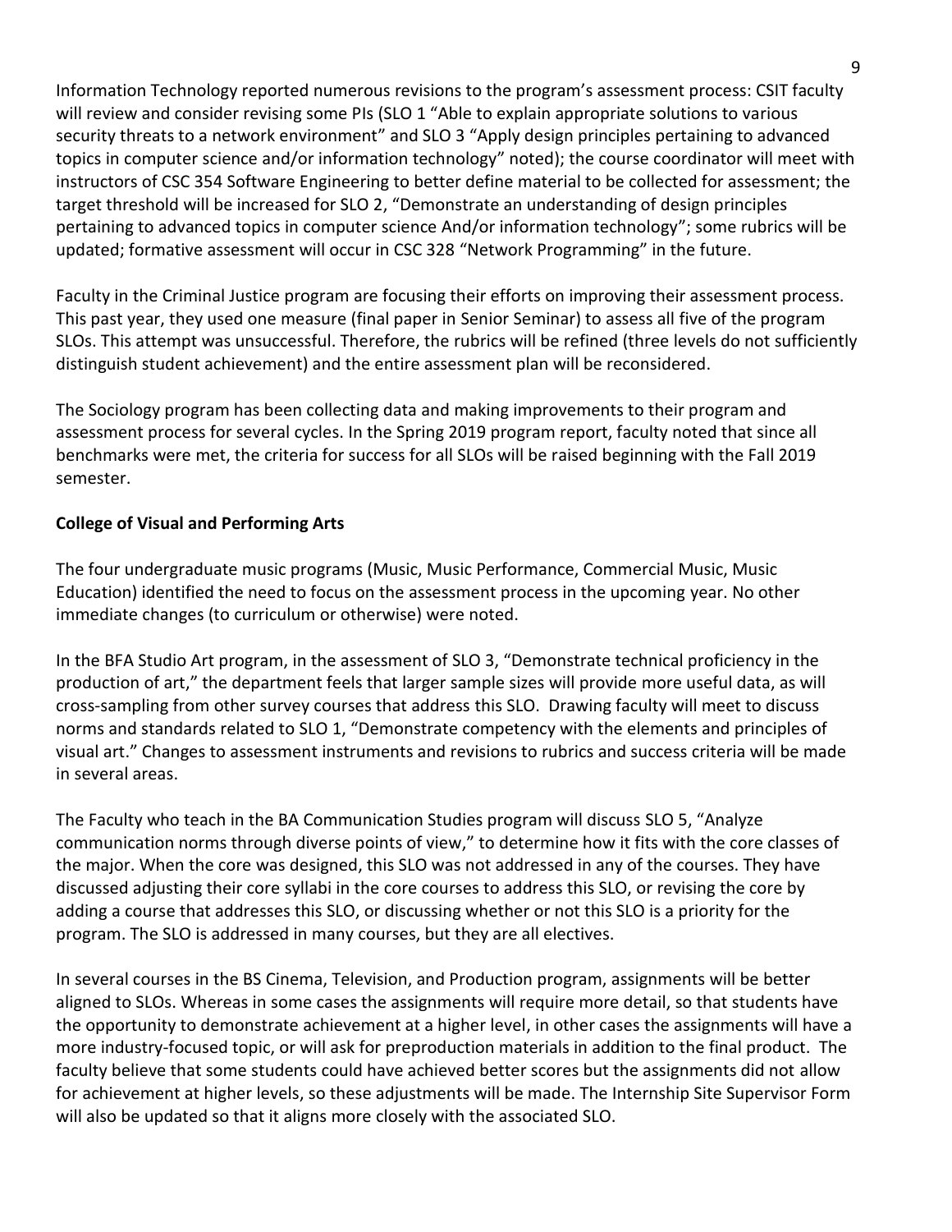Information Technology reported numerous revisions to the program's assessment process: CSIT faculty will review and consider revising some PIs (SLO 1 "Able to explain appropriate solutions to various security threats to a network environment" and SLO 3 "Apply design principles pertaining to advanced topics in computer science and/or information technology" noted); the course coordinator will meet with instructors of CSC 354 Software Engineering to better define material to be collected for assessment; the target threshold will be increased for SLO 2, "Demonstrate an understanding of design principles pertaining to advanced topics in computer science And/or information technology"; some rubrics will be updated; formative assessment will occur in CSC 328 "Network Programming" in the future.

Faculty in the Criminal Justice program are focusing their efforts on improving their assessment process. This past year, they used one measure (final paper in Senior Seminar) to assess all five of the program SLOs. This attempt was unsuccessful. Therefore, the rubrics will be refined (three levels do not sufficiently distinguish student achievement) and the entire assessment plan will be reconsidered.

The Sociology program has been collecting data and making improvements to their program and assessment process for several cycles. In the Spring 2019 program report, faculty noted that since all benchmarks were met, the criteria for success for all SLOs will be raised beginning with the Fall 2019 semester.

**College of Visual and Performing Arts**

The four undergraduate music programs (Music, Music Performance, Commercial Music, Music Education) identified the need to focus on the assessment process in the upcoming year. No other immediate changes (to curriculum or otherwise) were noted.

In the BFA Studio Art program, in the assessment of SLO 3, "Demonstrate technical proficiency in the production of art," the department feels that larger sample sizes will provide more useful data, as will cross-sampling from other survey courses that address this SLO. Drawing faculty will meet to discuss norms and standards related to SLO 1, "Demonstrate competency with the elements and principles of visual art." Changes to assessment instruments and revisions to rubrics and success criteria will be made in several areas.

The Faculty who teach in the BA Communication Studies program will discuss SLO 5, "Analyze communication norms through diverse points of view," to determine how it fits with the core classes of the major. When the core was designed, this SLO was not addressed in any of the courses. They have discussed adjusting their core syllabi in the core courses to address this SLO, or revising the core by adding a course that addresses this SLO, or discussing whether or not this SLO is a priority for the program. The SLO is addressed in many courses, but they are all electives.

In several courses in the BS Cinema, Television, and Production program, assignments will be better aligned to SLOs. Whereas in some cases the assignments will require more detail, so that students have the opportunity to demonstrate achievement at a higher level, in other cases the assignments will have a more industry-focused topic, or will ask for preproduction materials in addition to the final product. The faculty believe that some students could have achieved better scores but the assignments did not allow for achievement at higher levels, so these adjustments will be made. The Internship Site Supervisor Form will also be updated so that it aligns more closely with the associated SLO.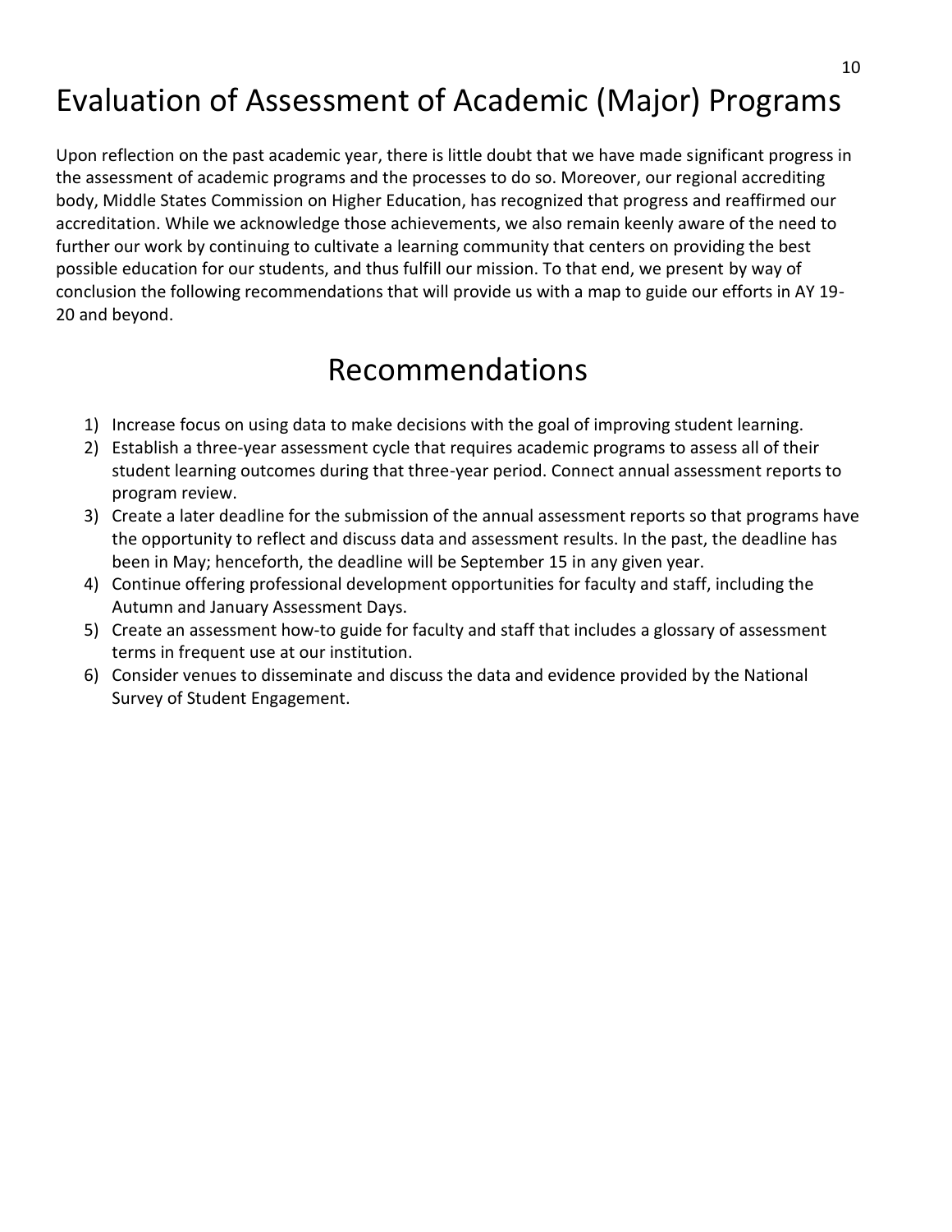# Evaluation of Assessment of Academic (Major) Programs

Upon reflection on the past academic year, there is little doubt that we have made significant progress in the assessment of academic programs and the processes to do so. Moreover, our regional accrediting body, Middle States Commission on Higher Education, has recognized that progress and reaffirmed our accreditation. While we acknowledge those achievements, we also remain keenly aware of the need to further our work by continuing to cultivate a learning community that centers on providing the best possible education for our students, and thus fulfill our mission. To that end, we present by way of conclusion the following recommendations that will provide us with a map to guide our efforts in AY 19-20 and beyond.

## Recommendations

1) Increase focus on using data to make decisions with the goal of improving student learning.
2) Establish a three-year assessment cycle that requires academic programs to assess all of their student learning outcomes during that three-year period. Connect annual assessment reports to program review.
3) Create a later deadline for the submission of the annual assessment reports so that programs have the opportunity to reflect and discuss data and assessment results. In the past, the deadline has been in May; henceforth, the deadline will be September 15 in any given year.
4) Continue offering professional development opportunities for faculty and staff, including the Autumn and January Assessment Days.
5) Create an assessment how-to guide for faculty and staff that includes a glossary of assessment terms in frequent use at our institution.
6) Consider venues to disseminate and discuss the data and evidence provided by the National Survey of Student Engagement.